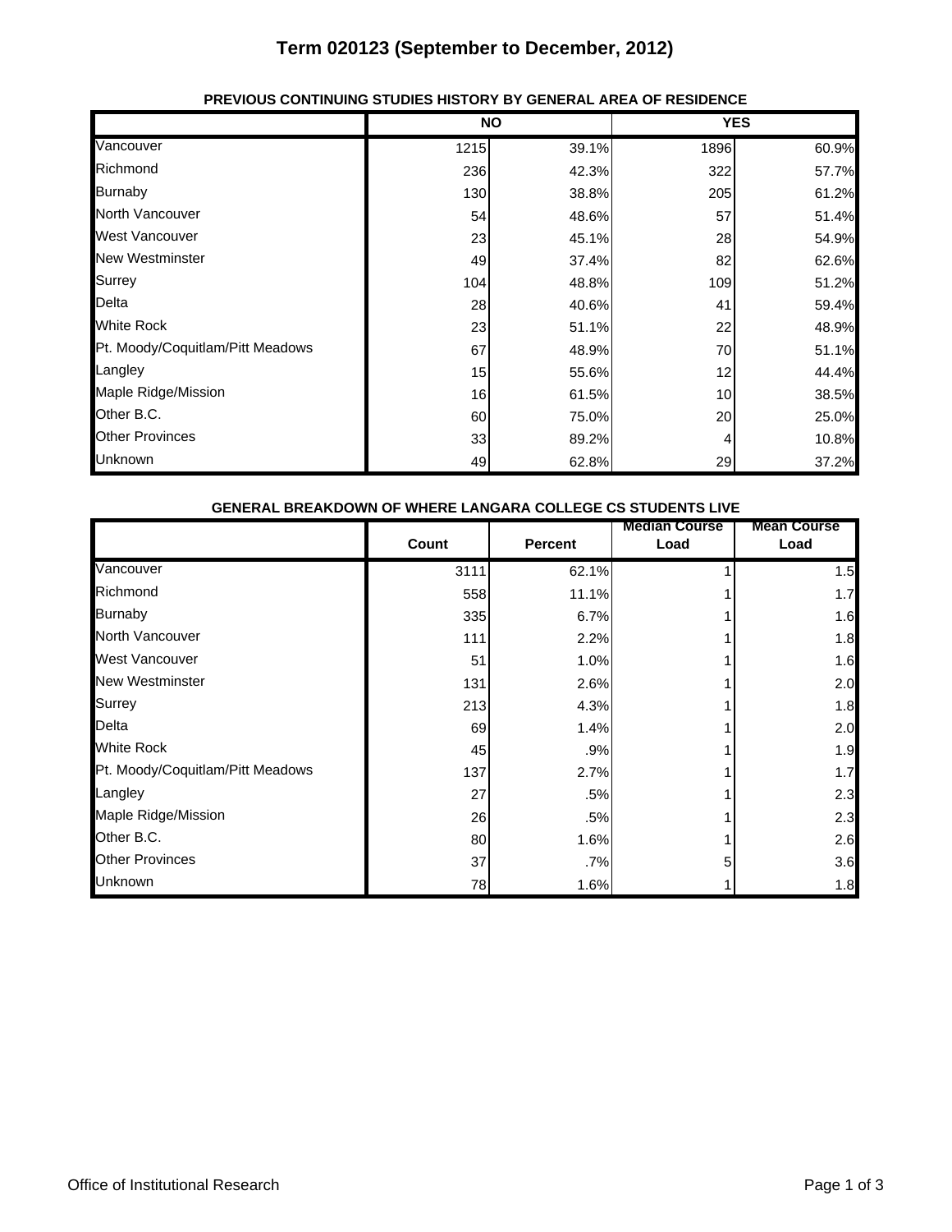# Term 020123 (September to December, 2012)

### PREVIOUS CONTINUING STUDIES HISTORY BY GENERAL AREA OF RESIDENCE

| | NO | | YES | |
|---|---|---|---|---|
| Vancouver | 1215 | 39.1% | 1896 | 60.9% |
| Richmond | 236 | 42.3% | 322 | 57.7% |
| Burnaby | 130 | 38.8% | 205 | 61.2% |
| North Vancouver | 54 | 48.6% | 57 | 51.4% |
| West Vancouver | 23 | 45.1% | 28 | 54.9% |
| New Westminster | 49 | 37.4% | 82 | 62.6% |
| Surrey | 104 | 48.8% | 109 | 51.2% |
| Delta | 28 | 40.6% | 41 | 59.4% |
| White Rock | 23 | 51.1% | 22 | 48.9% |
| Pt. Moody/Coquitlam/Pitt Meadows | 67 | 48.9% | 70 | 51.1% |
| Langley | 15 | 55.6% | 12 | 44.4% |
| Maple Ridge/Mission | 16 | 61.5% | 10 | 38.5% |
| Other B.C. | 60 | 75.0% | 20 | 25.0% |
| Other Provinces | 33 | 89.2% | 4 | 10.8% |
| Unknown | 49 | 62.8% | 29 | 37.2% |

### GENERAL BREAKDOWN OF WHERE LANGARA COLLEGE CS STUDENTS LIVE

| | Count | Percent | Median Course Load | Mean Course Load |
|---|---|---|---|---|
| Vancouver | 3111 | 62.1% | 1 | 1.5 |
| Richmond | 558 | 11.1% | 1 | 1.7 |
| Burnaby | 335 | 6.7% | 1 | 1.6 |
| North Vancouver | 111 | 2.2% | 1 | 1.8 |
| West Vancouver | 51 | 1.0% | 1 | 1.6 |
| New Westminster | 131 | 2.6% | 1 | 2.0 |
| Surrey | 213 | 4.3% | 1 | 1.8 |
| Delta | 69 | 1.4% | 1 | 2.0 |
| White Rock | 45 | .9% | 1 | 1.9 |
| Pt. Moody/Coquitlam/Pitt Meadows | 137 | 2.7% | 1 | 1.7 |
| Langley | 27 | .5% | 1 | 2.3 |
| Maple Ridge/Mission | 26 | .5% | 1 | 2.3 |
| Other B.C. | 80 | 1.6% | 1 | 2.6 |
| Other Provinces | 37 | .7% | 5 | 3.6 |
| Unknown | 78 | 1.6% | 1 | 1.8 |

Office of Institutional Research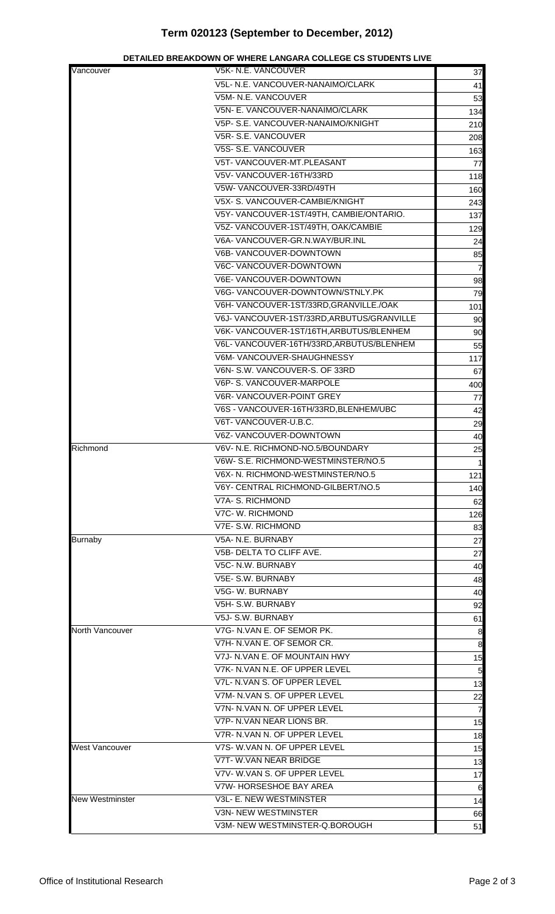# Term 020123 (September to December, 2012)

**DETAILED BREAKDOWN OF WHERE LANGARA COLLEGE CS STUDENTS LIVE**

| | | |
|---|---|---|
| Vancouver | V5K- N.E. VANCOUVER | 37 |
| | V5L- N.E. VANCOUVER-NANAIMO/CLARK | 41 |
| | V5M- N.E. VANCOUVER | 53 |
| | V5N- E. VANCOUVER-NANAIMO/CLARK | 134 |
| | V5P- S.E. VANCOUVER-NANAIMO/KNIGHT | 210 |
| | V5R- S.E. VANCOUVER | 208 |
| | V5S- S.E. VANCOUVER | 163 |
| | V5T- VANCOUVER-MT.PLEASANT | 77 |
| | V5V- VANCOUVER-16TH/33RD | 118 |
| | V5W- VANCOUVER-33RD/49TH | 160 |
| | V5X- S. VANCOUVER-CAMBIE/KNIGHT | 243 |
| | V5Y- VANCOUVER-1ST/49TH, CAMBIE/ONTARIO. | 137 |
| | V5Z- VANCOUVER-1ST/49TH, OAK/CAMBIE | 129 |
| | V6A- VANCOUVER-GR.N.WAY/BUR.INL | 24 |
| | V6B- VANCOUVER-DOWNTOWN | 85 |
| | V6C- VANCOUVER-DOWNTOWN | 7 |
| | V6E- VANCOUVER-DOWNTOWN | 98 |
| | V6G- VANCOUVER-DOWNTOWN/STNLY.PK | 79 |
| | V6H- VANCOUVER-1ST/33RD,GRANVILLE./OAK | 101 |
| | V6J- VANCOUVER-1ST/33RD,ARBUTUS/GRANVILLE | 90 |
| | V6K- VANCOUVER-1ST/16TH,ARBUTUS/BLENHEM | 90 |
| | V6L- VANCOUVER-16TH/33RD,ARBUTUS/BLENHEM | 55 |
| | V6M- VANCOUVER-SHAUGHNESSY | 117 |
| | V6N- S.W. VANCOUVER-S. OF 33RD | 67 |
| | V6P- S. VANCOUVER-MARPOLE | 400 |
| | V6R- VANCOUVER-POINT GREY | 77 |
| | V6S - VANCOUVER-16TH/33RD,BLENHEM/UBC | 42 |
| | V6T- VANCOUVER-U.B.C. | 29 |
| | V6Z- VANCOUVER-DOWNTOWN | 40 |
| Richmond | V6V- N.E. RICHMOND-NO.5/BOUNDARY | 25 |
| | V6W- S.E. RICHMOND-WESTMINSTER/NO.5 | 1 |
| | V6X- N. RICHMOND-WESTMINSTER/NO.5 | 121 |
| | V6Y- CENTRAL RICHMOND-GILBERT/NO.5 | 140 |
| | V7A- S. RICHMOND | 62 |
| | V7C- W. RICHMOND | 126 |
| | V7E- S.W. RICHMOND | 83 |
| Burnaby | V5A- N.E. BURNABY | 27 |
| | V5B- DELTA TO CLIFF AVE. | 27 |
| | V5C- N.W. BURNABY | 40 |
| | V5E- S.W. BURNABY | 48 |
| | V5G- W. BURNABY | 40 |
| | V5H- S.W. BURNABY | 92 |
| | V5J- S.W. BURNABY | 61 |
| North Vancouver | V7G- N.VAN E. OF SEMOR PK. | 8 |
| | V7H- N.VAN E. OF SEMOR CR. | 8 |
| | V7J- N.VAN E. OF MOUNTAIN HWY | 15 |
| | V7K- N.VAN N.E. OF UPPER LEVEL | 5 |
| | V7L- N.VAN S. OF UPPER LEVEL | 13 |
| | V7M- N.VAN S. OF UPPER LEVEL | 22 |
| | V7N- N.VAN N. OF UPPER LEVEL | 7 |
| | V7P- N.VAN NEAR LIONS BR. | 15 |
| | V7R- N.VAN N. OF UPPER LEVEL | 18 |
| West Vancouver | V7S- W.VAN N. OF UPPER LEVEL | 15 |
| | V7T- W.VAN NEAR BRIDGE | 13 |
| | V7V- W.VAN S. OF UPPER LEVEL | 17 |
| | V7W- HORSESHOE BAY AREA | 6 |
| New Westminster | V3L- E. NEW WESTMINSTER | 14 |
| | V3N- NEW WESTMINSTER | 66 |
| | V3M- NEW WESTMINSTER-Q.BOROUGH | 51 |

Office of Institutional Research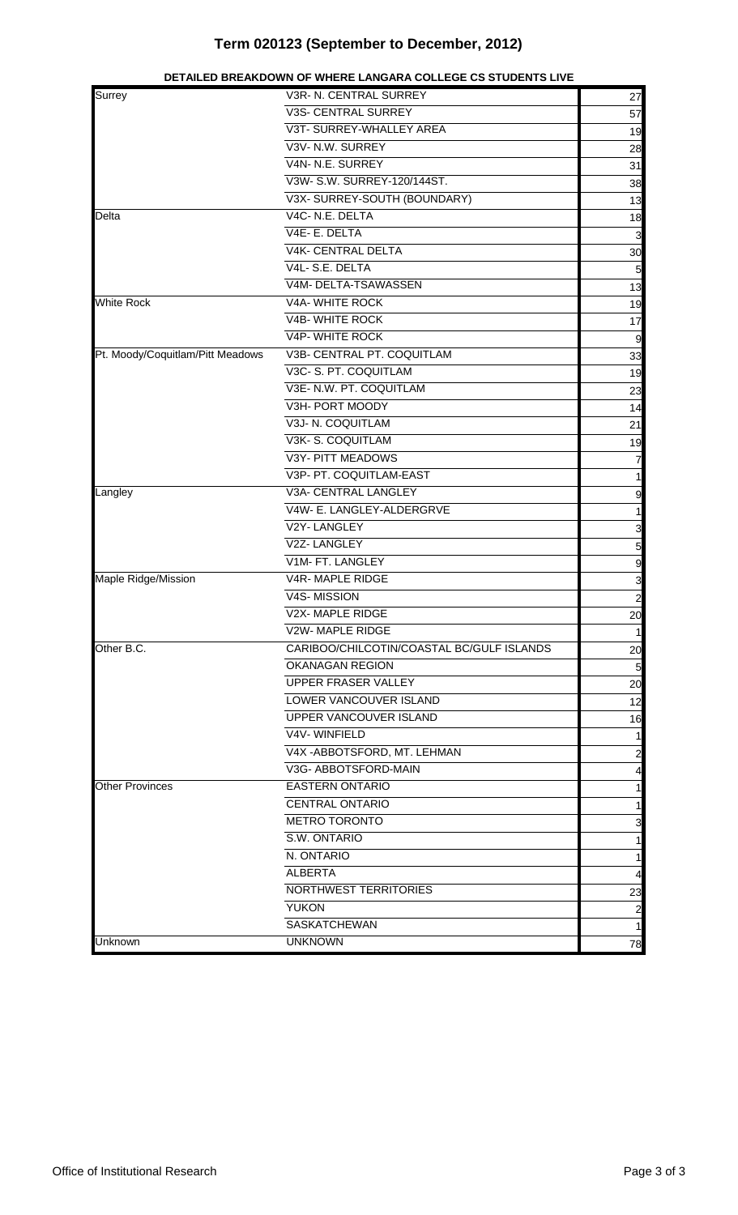# Term 020123 (September to December, 2012)

**DETAILED BREAKDOWN OF WHERE LANGARA COLLEGE CS STUDENTS LIVE**

| | | |
|---|---|---|
| Surrey | V3R- N. CENTRAL SURREY | 27 |
| | V3S- CENTRAL SURREY | 57 |
| | V3T- SURREY-WHALLEY AREA | 19 |
| | V3V- N.W. SURREY | 28 |
| | V4N- N.E. SURREY | 31 |
| | V3W- S.W. SURREY-120/144ST. | 38 |
| | V3X- SURREY-SOUTH (BOUNDARY) | 13 |
| Delta | V4C- N.E. DELTA | 18 |
| | V4E- E. DELTA | 3 |
| | V4K- CENTRAL DELTA | 30 |
| | V4L- S.E. DELTA | 5 |
| | V4M- DELTA-TSAWASSEN | 13 |
| White Rock | V4A- WHITE ROCK | 19 |
| | V4B- WHITE ROCK | 17 |
| | V4P- WHITE ROCK | 9 |
| Pt. Moody/Coquitlam/Pitt Meadows | V3B- CENTRAL PT. COQUITLAM | 33 |
| | V3C- S. PT. COQUITLAM | 19 |
| | V3E- N.W. PT. COQUITLAM | 23 |
| | V3H- PORT MOODY | 14 |
| | V3J- N. COQUITLAM | 21 |
| | V3K- S. COQUITLAM | 19 |
| | V3Y- PITT MEADOWS | 7 |
| | V3P- PT. COQUITLAM-EAST | 1 |
| Langley | V3A- CENTRAL LANGLEY | 9 |
| | V4W- E. LANGLEY-ALDERGRVE | 1 |
| | V2Y- LANGLEY | 3 |
| | V2Z- LANGLEY | 5 |
| | V1M- FT. LANGLEY | 9 |
| Maple Ridge/Mission | V4R- MAPLE RIDGE | 3 |
| | V4S- MISSION | 2 |
| | V2X- MAPLE RIDGE | 20 |
| | V2W- MAPLE RIDGE | 1 |
| Other B.C. | CARIBOO/CHILCOTIN/COASTAL BC/GULF ISLANDS | 20 |
| | OKANAGAN REGION | 5 |
| | UPPER FRASER VALLEY | 20 |
| | LOWER VANCOUVER ISLAND | 12 |
| | UPPER VANCOUVER ISLAND | 16 |
| | V4V- WINFIELD | 1 |
| | V4X -ABBOTSFORD, MT. LEHMAN | 2 |
| | V3G- ABBOTSFORD-MAIN | 4 |
| Other Provinces | EASTERN ONTARIO | 1 |
| | CENTRAL ONTARIO | 1 |
| | METRO TORONTO | 3 |
| | S.W. ONTARIO | 1 |
| | N. ONTARIO | 1 |
| | ALBERTA | 4 |
| | NORTHWEST TERRITORIES | 23 |
| | YUKON | 2 |
| | SASKATCHEWAN | 1 |
| Unknown | UNKNOWN | 78 |

Office of Institutional Research